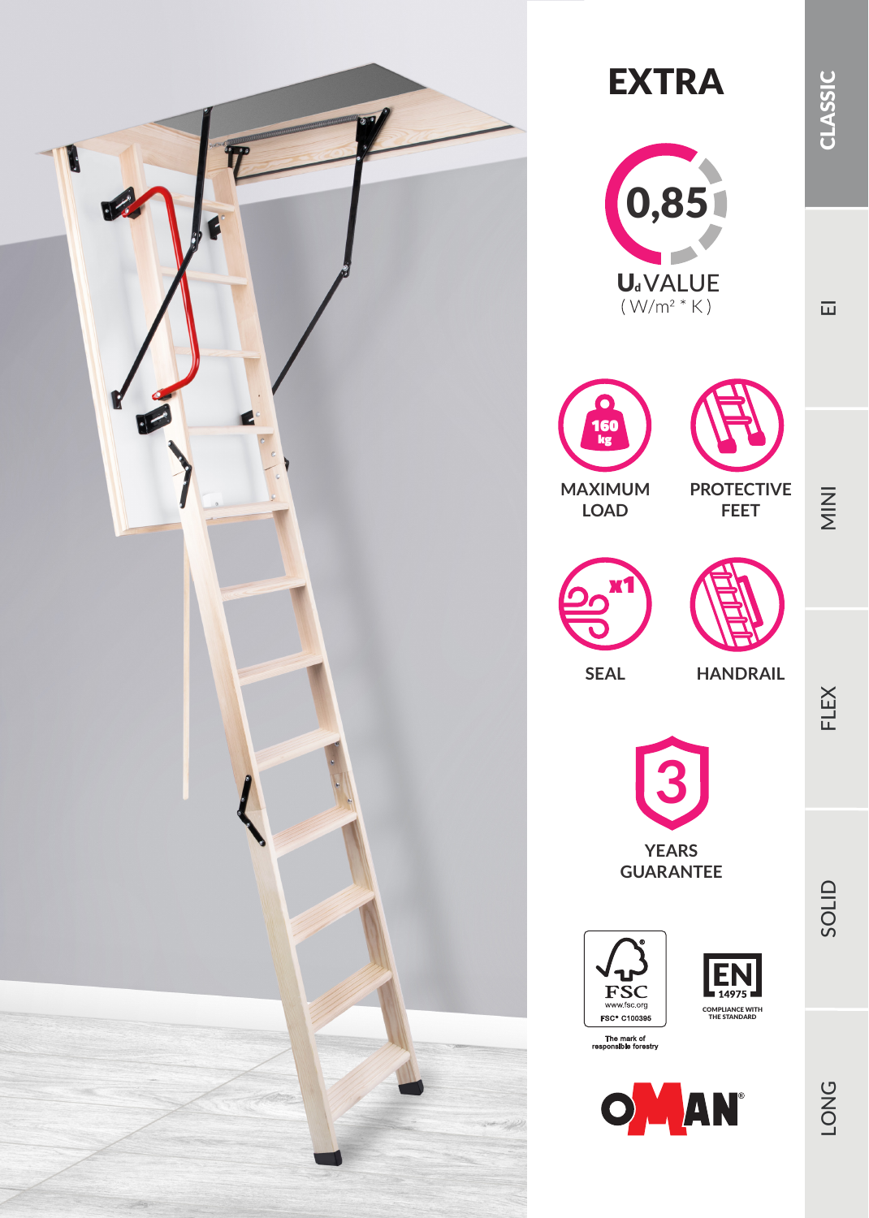# EXTRA

0,85

$U_d$ VALUE
( W/m² * K )

160 kg

MAXIMUM LOAD

PROTECTIVE FEET

x1

SEAL

HANDRAIL

3

YEARS GUARANTEE

FSC
www.fsc.org
FSC® C100395

The mark of responsible forestry

EN 14975

COMPLIANCE WITH THE STANDARD

OMAN®

CLASSIC

EI

MINI

FLEX

SOLID

LONG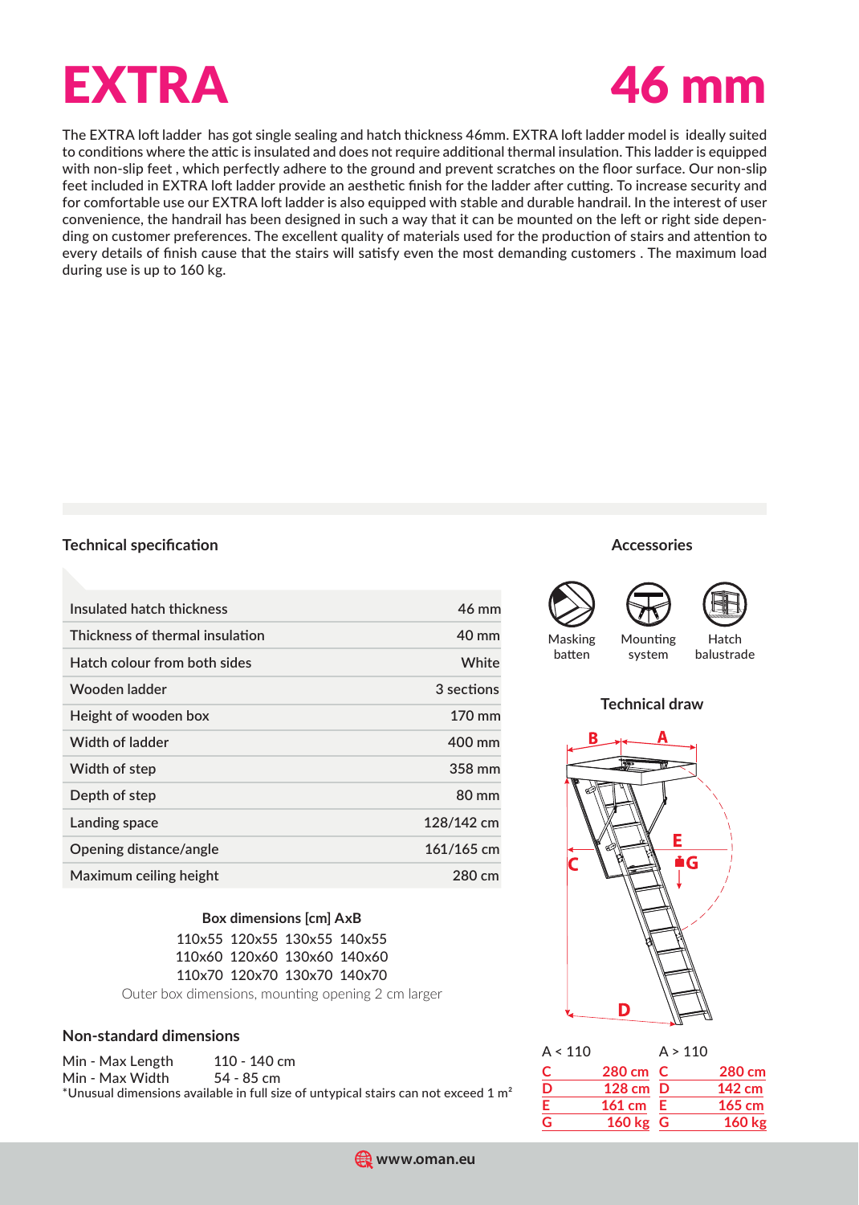# EXTRA

# 46 mm

The EXTRA loft ladder has got single sealing and hatch thickness 46mm. EXTRA loft ladder model is ideally suited to conditions where the attic is insulated and does not require additional thermal insulation. This ladder is equipped with non-slip feet , which perfectly adhere to the ground and prevent scratches on the floor surface. Our non-slip feet included in EXTRA loft ladder provide an aesthetic finish for the ladder after cutting. To increase security and for comfortable use our EXTRA loft ladder is also equipped with stable and durable handrail. In the interest of user convenience, the handrail has been designed in such a way that it can be mounted on the left or right side depending on customer preferences. The excellent quality of materials used for the production of stairs and attention to every details of finish cause that the stairs will satisfy even the most demanding customers . The maximum load during use is up to 160 kg.

## Technical specification

| | |
|---|---|
| Insulated hatch thickness | 46 mm |
| Thickness of thermal insulation | 40 mm |
| Hatch colour from both sides | White |
| Wooden ladder | 3 sections |
| Height of wooden box | 170 mm |
| Width of ladder | 400 mm |
| Width of step | 358 mm |
| Depth of step | 80 mm |
| Landing space | 128/142 cm |
| Opening distance/angle | 161/165 cm |
| Maximum ceiling height | 280 cm |

**Box dimensions [cm] AxB**

110x55 120x55 130x55 140x55
110x60 120x60 130x60 140x60
110x70 120x70 130x70 140x70

Outer box dimensions, mounting opening 2 cm larger

## Non-standard dimensions

Min - Max Length 110 - 140 cm
Min - Max Width 54 - 85 cm
*Unusual dimensions available in full size of untypical stairs can not exceed 1 m²

## Accessories

Masking batten
Mounting system
Hatch balustrade

## Technical draw

B A E G C D

| A < 110 | | A > 110 | |
|---|---|---|---|
| C | 280 cm | C | 280 cm |
| D | 128 cm | D | 142 cm |
| E | 161 cm | E | 165 cm |
| G | 160 kg | G | 160 kg |

www.oman.eu